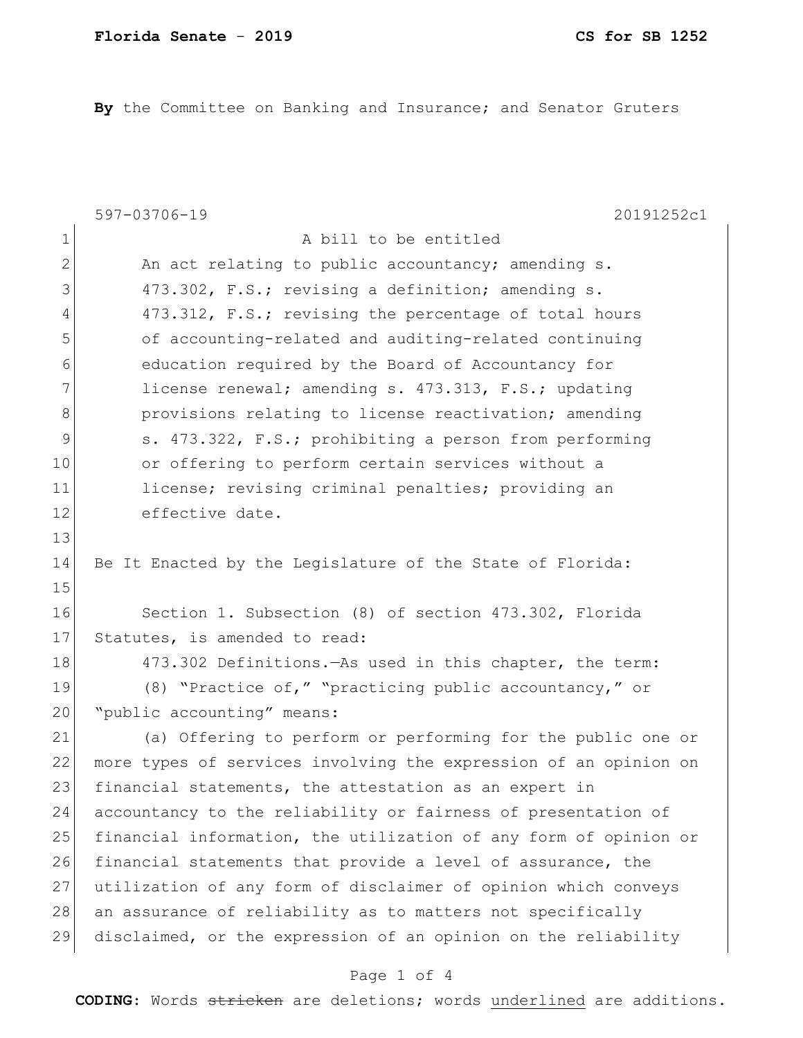**By** the Committee on Banking and Insurance; and Senator Gruters

597-03706-19 20191252c1

A bill to be entitled

An act relating to public accountancy; amending s. 473.302, F.S.; revising a definition; amending s. 473.312, F.S.; revising the percentage of total hours of accounting-related and auditing-related continuing education required by the Board of Accountancy for license renewal; amending s. 473.313, F.S.; updating provisions relating to license reactivation; amending s. 473.322, F.S.; prohibiting a person from performing or offering to perform certain services without a license; revising criminal penalties; providing an effective date.

Be It Enacted by the Legislature of the State of Florida:

Section 1. Subsection (8) of section 473.302, Florida Statutes, is amended to read:

473.302 Definitions.—As used in this chapter, the term:

(8) "Practice of," "practicing public accountancy," or "public accounting" means:

(a) Offering to perform or performing for the public one or more types of services involving the expression of an opinion on financial statements, the attestation as an expert in accountancy to the reliability or fairness of presentation of financial information, the utilization of any form of opinion or financial statements that provide a level of assurance, the utilization of any form of disclaimer of opinion which conveys an assurance of reliability as to matters not specifically disclaimed, or the expression of an opinion on the reliability

**CODING:** Words ~~stricken~~ are deletions; words underlined are additions.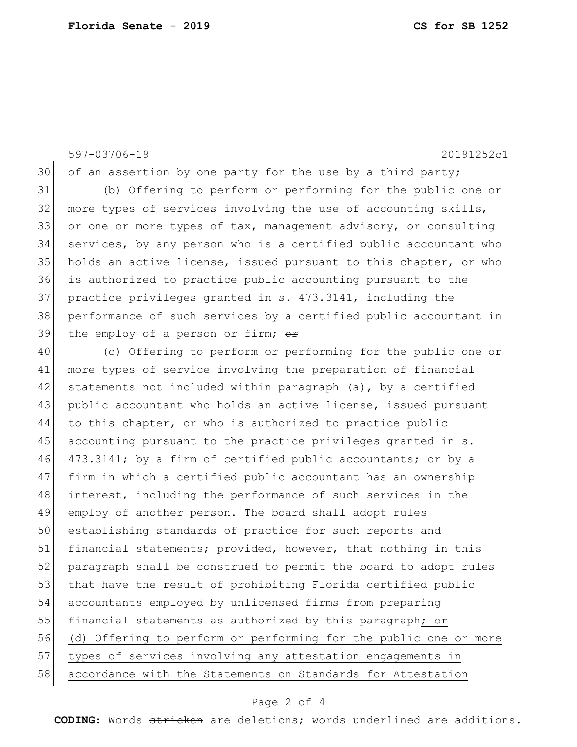of an assertion by one party for the use by a third party;

(b) Offering to perform or performing for the public one or more types of services involving the use of accounting skills, or one or more types of tax, management advisory, or consulting services, by any person who is a certified public accountant who holds an active license, issued pursuant to this chapter, or who is authorized to practice public accounting pursuant to the practice privileges granted in s. 473.3141, including the performance of such services by a certified public accountant in the employ of a person or firm; ~~or~~

(c) Offering to perform or performing for the public one or more types of service involving the preparation of financial statements not included within paragraph (a), by a certified public accountant who holds an active license, issued pursuant to this chapter, or who is authorized to practice public accounting pursuant to the practice privileges granted in s. 473.3141; by a firm of certified public accountants; or by a firm in which a certified public accountant has an ownership interest, including the performance of such services in the employ of another person. The board shall adopt rules establishing standards of practice for such reports and financial statements; provided, however, that nothing in this paragraph shall be construed to permit the board to adopt rules that have the result of prohibiting Florida certified public accountants employed by unlicensed firms from preparing financial statements as authorized by this paragraph<u>; or</u>

<u>(d) Offering to perform or performing for the public one or more types of services involving any attestation engagements in accordance with the Statements on Standards for Attestation</u>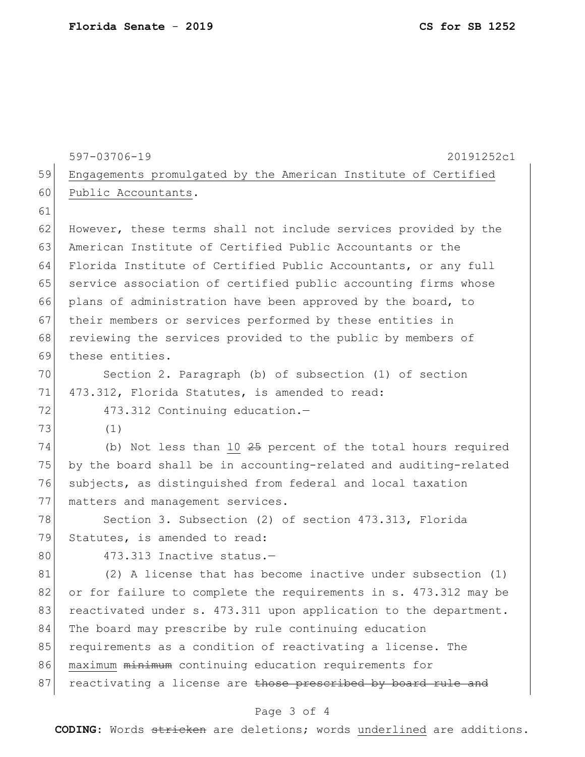Engagements promulgated by the American Institute of Certified Public Accountants.

However, these terms shall not include services provided by the American Institute of Certified Public Accountants or the Florida Institute of Certified Public Accountants, or any full service association of certified public accounting firms whose plans of administration have been approved by the board, to their members or services performed by these entities in reviewing the services provided to the public by members of these entities.

Section 2. Paragraph (b) of subsection (1) of section 473.312, Florida Statutes, is amended to read:

473.312 Continuing education.—

(1)

(b) Not less than 10 ~~25~~ percent of the total hours required by the board shall be in accounting-related and auditing-related subjects, as distinguished from federal and local taxation matters and management services.

Section 3. Subsection (2) of section 473.313, Florida Statutes, is amended to read:

473.313 Inactive status.—

(2) A license that has become inactive under subsection (1) or for failure to complete the requirements in s. 473.312 may be reactivated under s. 473.311 upon application to the department. The board may prescribe by rule continuing education requirements as a condition of reactivating a license. The maximum ~~minimum~~ continuing education requirements for reactivating a license are ~~those prescribed by board rule and~~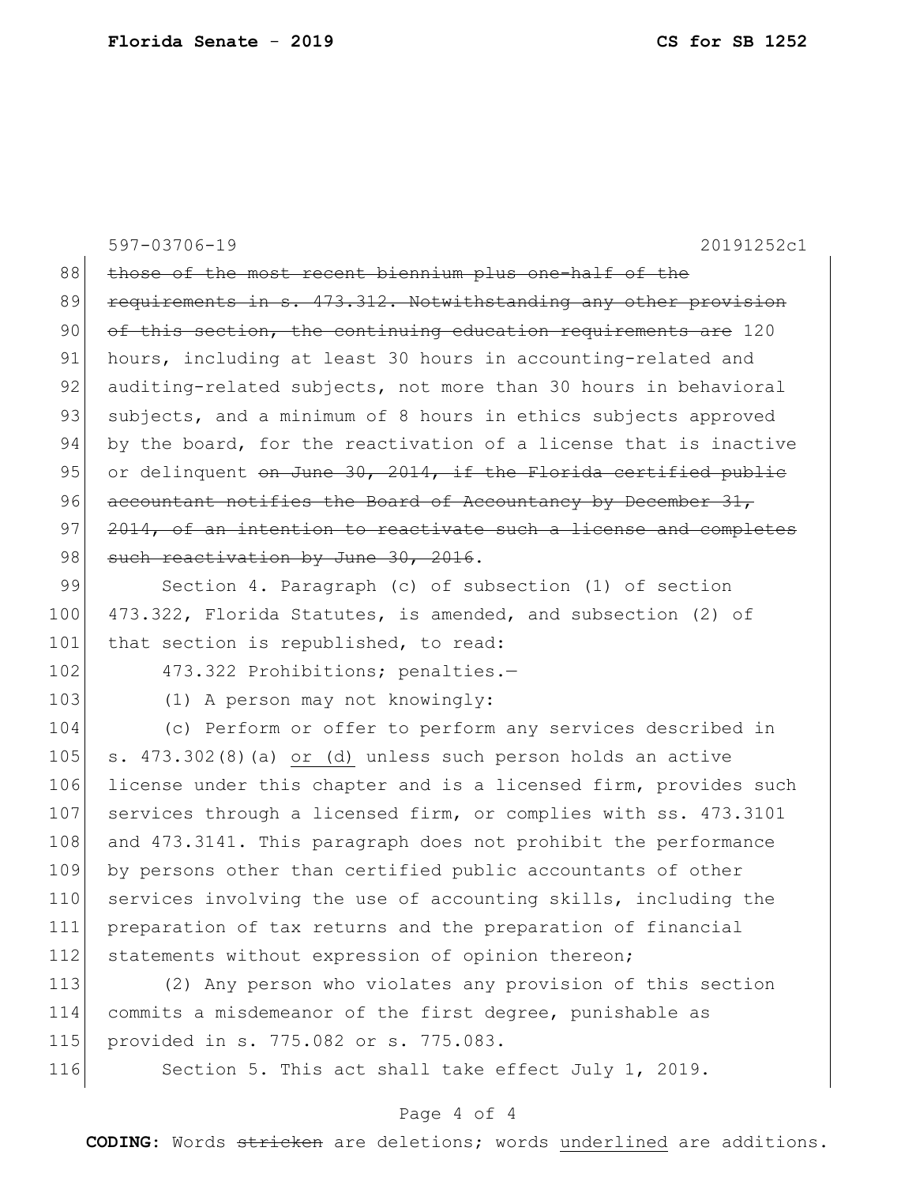~~those of the most recent biennium plus one-half of the requirements in s. 473.312. Notwithstanding any other provision of this section, the continuing education requirements are~~ 120 hours, including at least 30 hours in accounting-related and auditing-related subjects, not more than 30 hours in behavioral subjects, and a minimum of 8 hours in ethics subjects approved by the board, for the reactivation of a license that is inactive or delinquent ~~on June 30, 2014, if the Florida certified public accountant notifies the Board of Accountancy by December 31, 2014, of an intention to reactivate such a license and completes such reactivation by June 30, 2016~~.

Section 4. Paragraph (c) of subsection (1) of section 473.322, Florida Statutes, is amended, and subsection (2) of that section is republished, to read:

473.322 Prohibitions; penalties.—

(1) A person may not knowingly:

(c) Perform or offer to perform any services described in s. 473.302(8)(a) <u>or (d)</u> unless such person holds an active license under this chapter and is a licensed firm, provides such services through a licensed firm, or complies with ss. 473.3101 and 473.3141. This paragraph does not prohibit the performance by persons other than certified public accountants of other services involving the use of accounting skills, including the preparation of tax returns and the preparation of financial statements without expression of opinion thereon;

(2) Any person who violates any provision of this section commits a misdemeanor of the first degree, punishable as provided in s. 775.082 or s. 775.083.

Section 5. This act shall take effect July 1, 2019.

**CODING:** Words ~~stricken~~ are deletions; words <u>underlined</u> are additions.